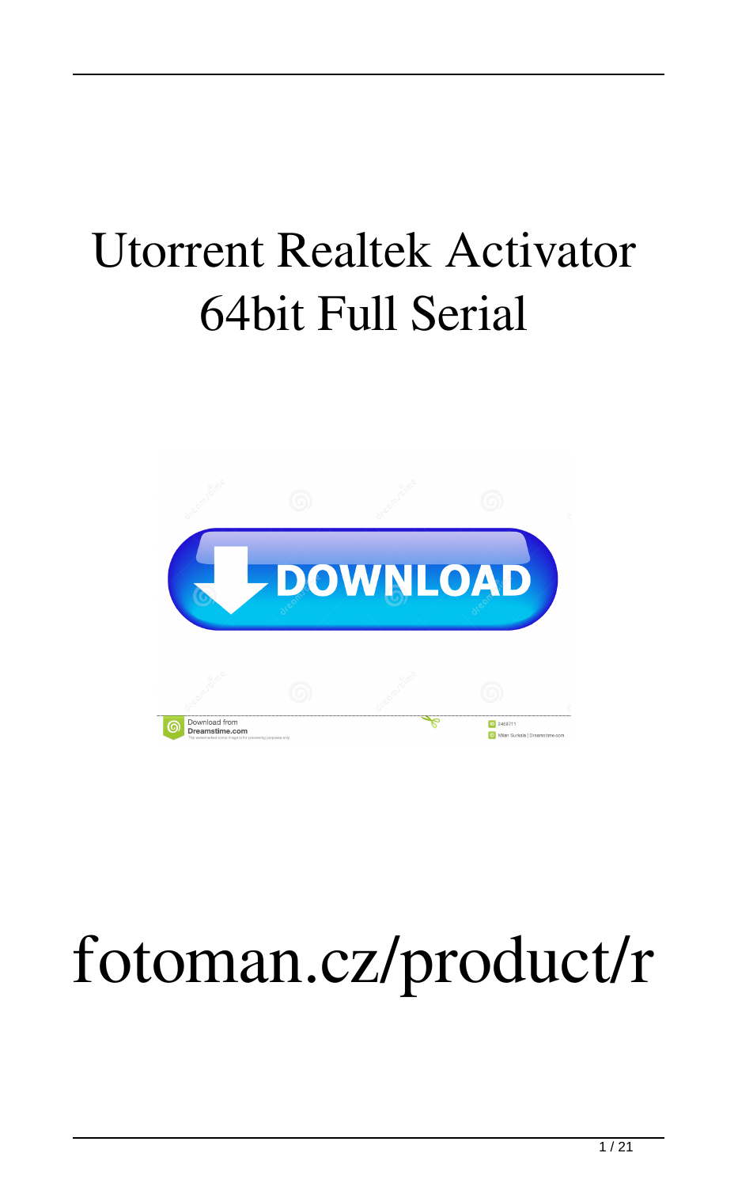# Utorrent Realtek Activator 64bit Full Serial

fotoman.cz/product/r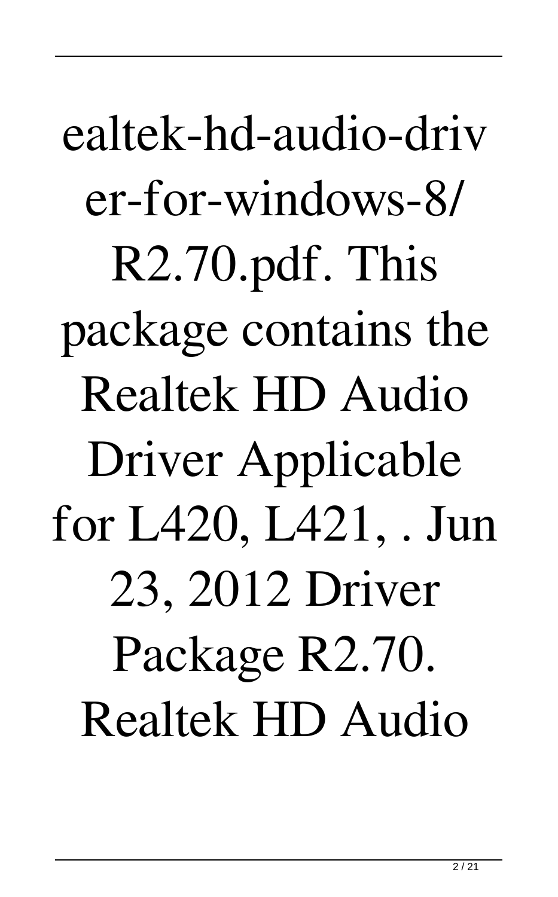ealtek-hd-audio-driver-for-windows-8/R2.70.pdf. This package contains the Realtek HD Audio Driver Applicable for L420, L421, . Jun 23, 2012 Driver Package R2.70. Realtek HD Audio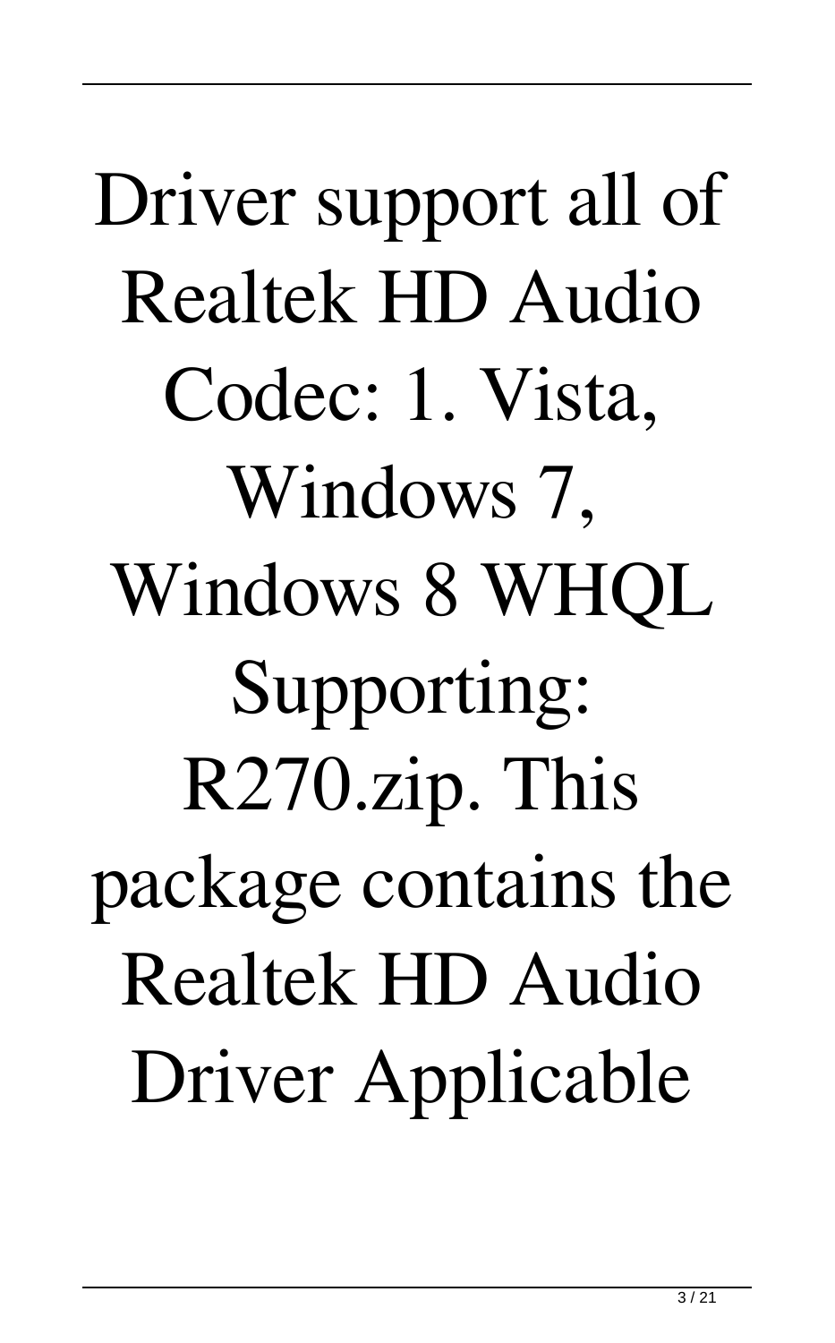Driver support all of Realtek HD Audio Codec: 1. Vista, Windows 7, Windows 8 WHQL Supporting: R270.zip. This package contains the Realtek HD Audio Driver Applicable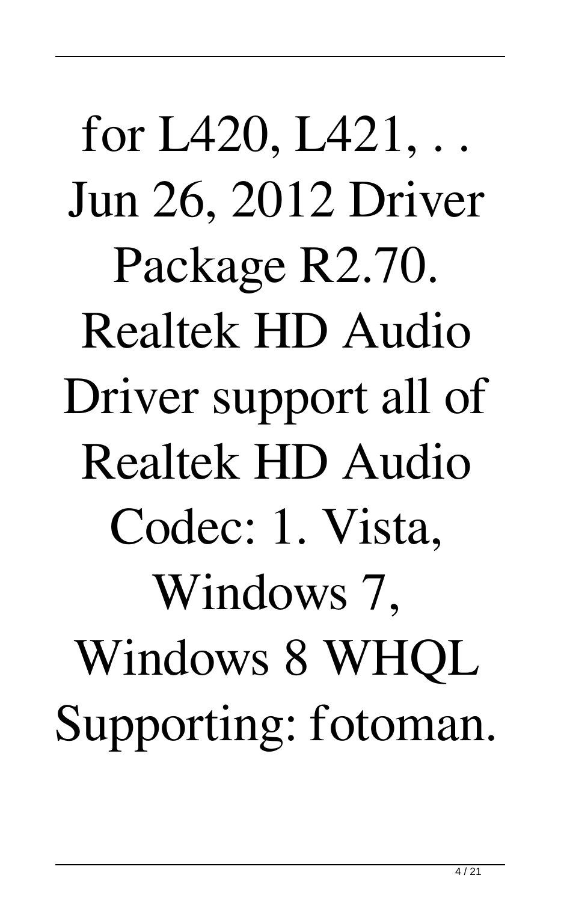for L420, L421, . . Jun 26, 2012 Driver Package R2.70. Realtek HD Audio Driver support all of Realtek HD Audio Codec: 1. Vista, Windows 7, Windows 8 WHQL Supporting: fotoman.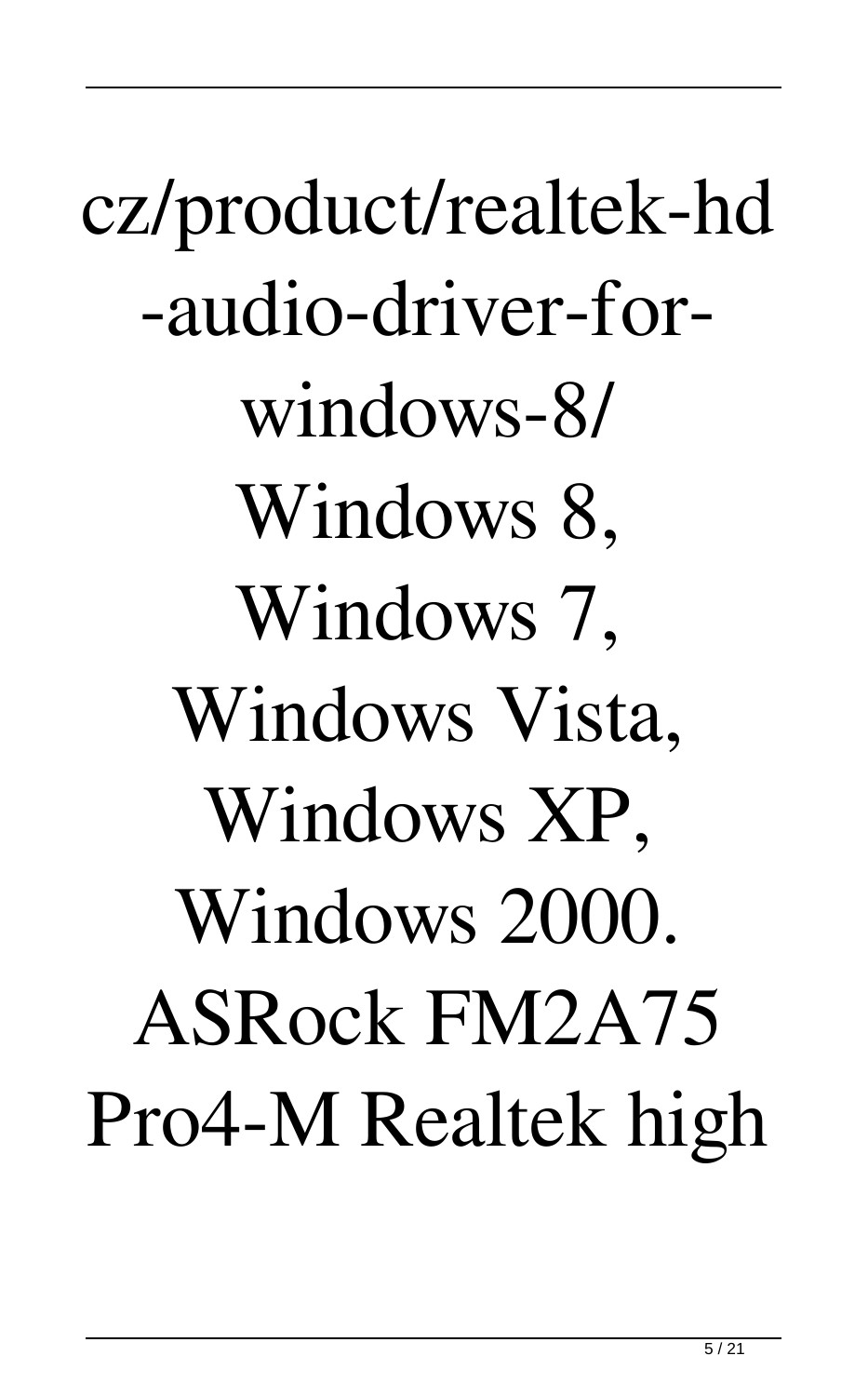cz/product/realtek-hd-audio-driver-for-windows-8/ Windows 8, Windows 7, Windows Vista, Windows XP, Windows 2000. ASRock FM2A75 Pro4-M Realtek high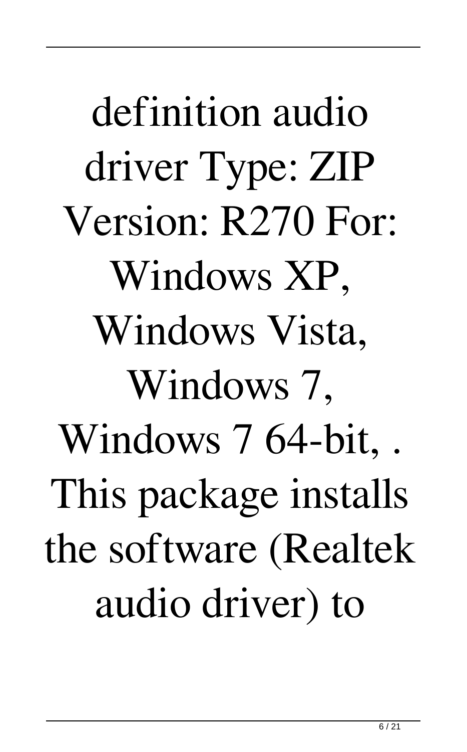definition audio driver Type: ZIP Version: R270 For: Windows XP, Windows Vista, Windows 7, Windows 7 64-bit, . This package installs the software (Realtek audio driver) to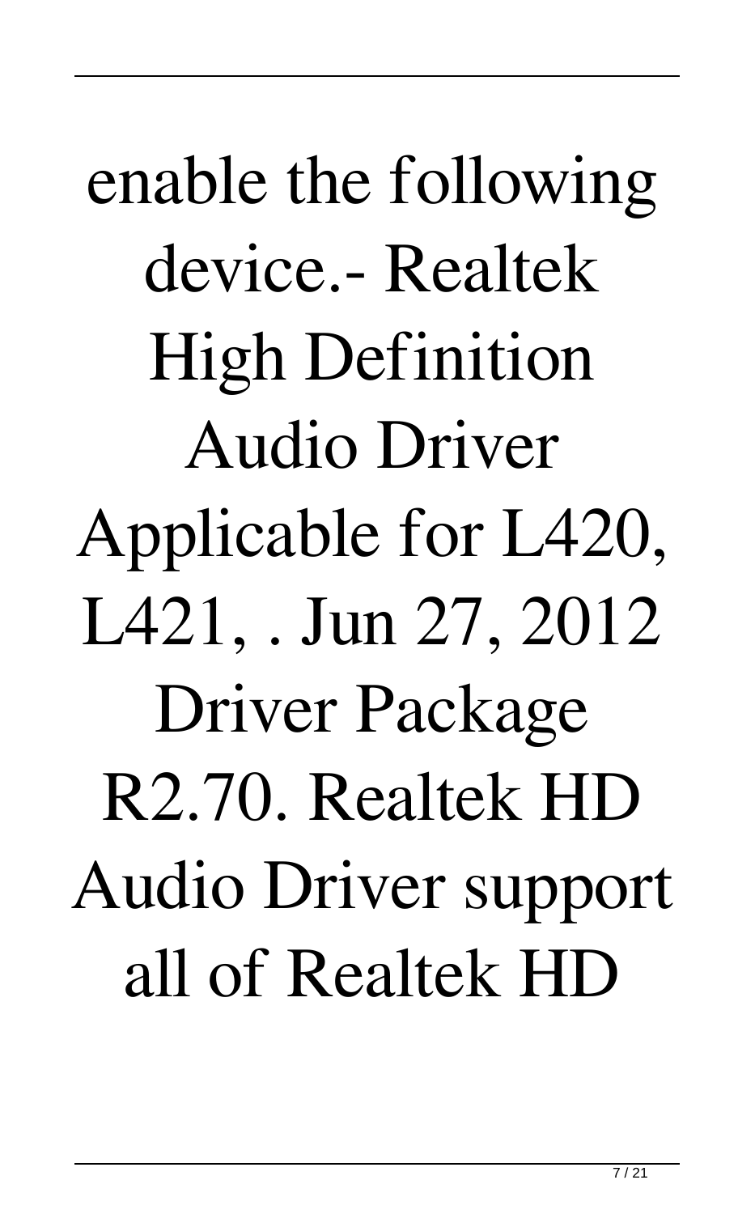enable the following device.- Realtek High Definition Audio Driver Applicable for L420, L421, . Jun 27, 2012 Driver Package R2.70. Realtek HD Audio Driver support all of Realtek HD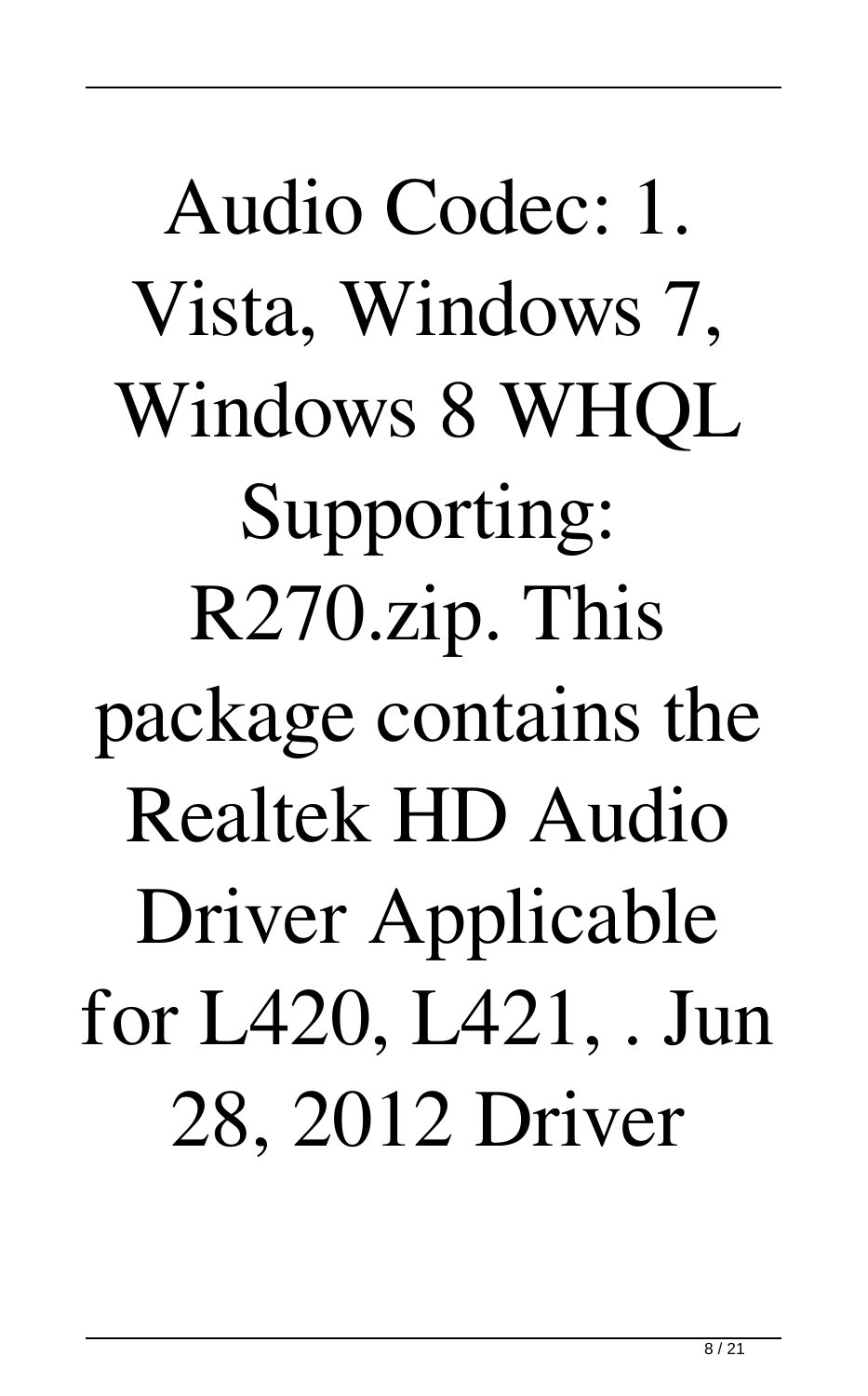Audio Codec: 1. Vista, Windows 7, Windows 8 WHQL Supporting: R270.zip. This package contains the Realtek HD Audio Driver Applicable for L420, L421, . Jun 28, 2012 Driver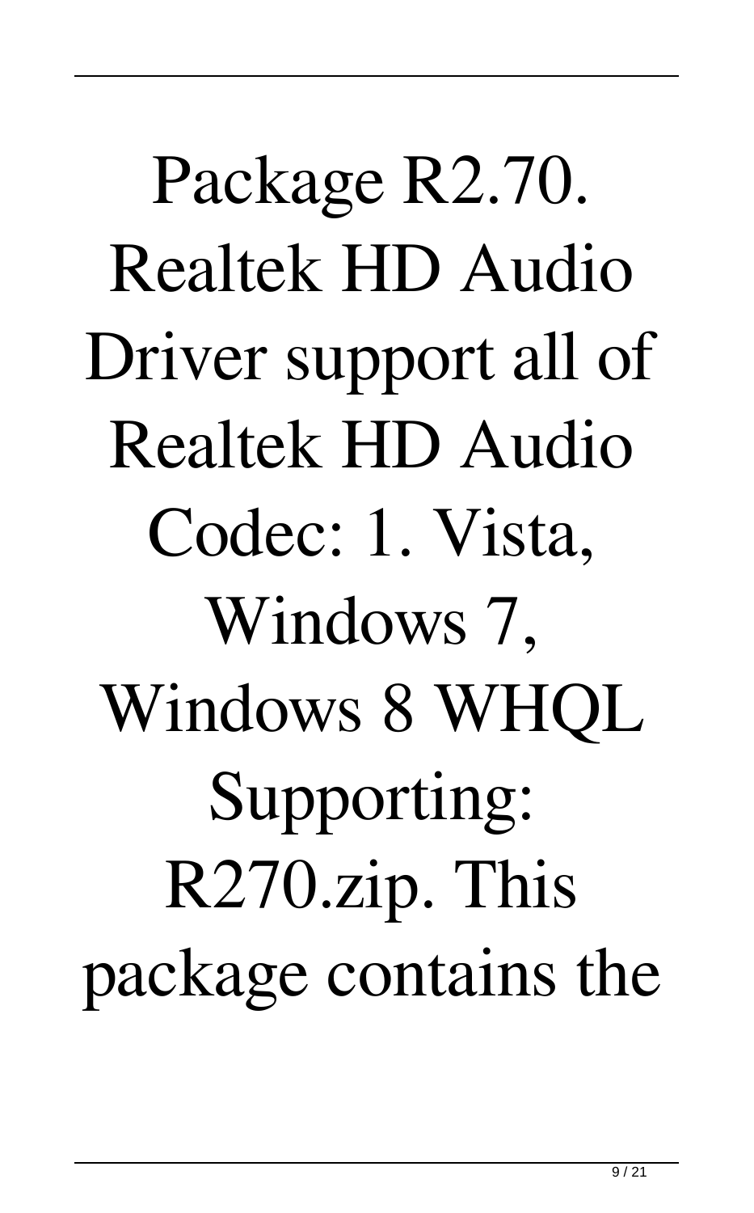Package R2.70. Realtek HD Audio Driver support all of Realtek HD Audio Codec: 1. Vista, Windows 7, Windows 8 WHQL Supporting: R270.zip. This package contains the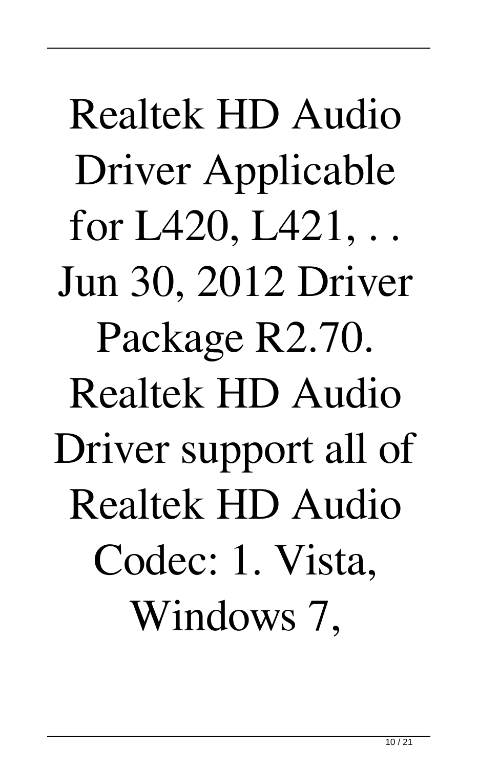Realtek HD Audio Driver Applicable for L420, L421, . . Jun 30, 2012 Driver Package R2.70. Realtek HD Audio Driver support all of Realtek HD Audio Codec: 1. Vista, Windows 7,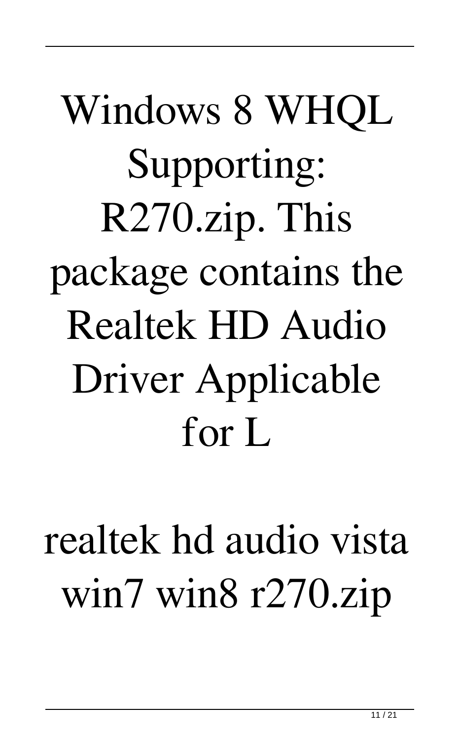Windows 8 WHQL Supporting: R270.zip. This package contains the Realtek HD Audio Driver Applicable for L

realtek hd audio vista win7 win8 r270.zip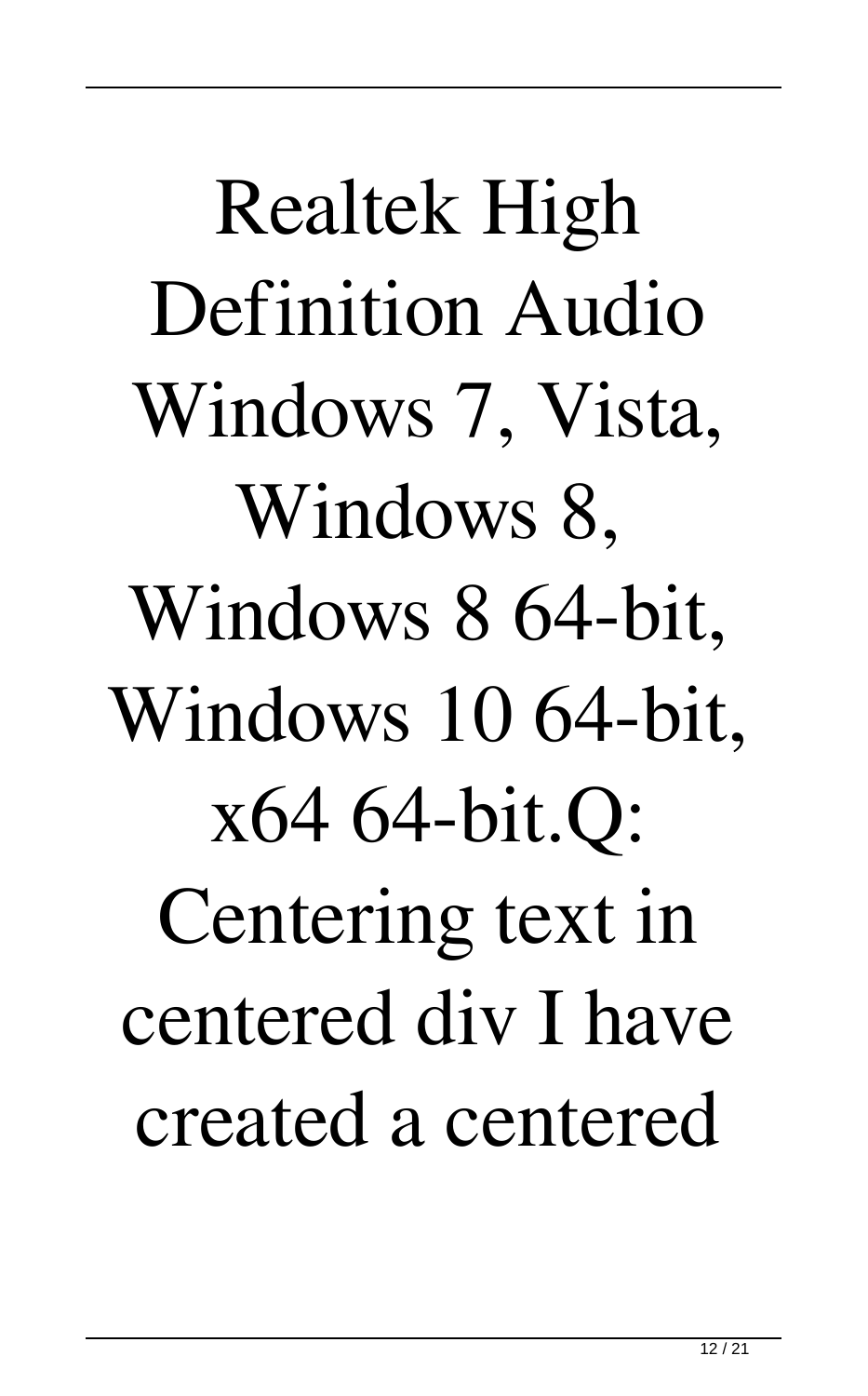Realtek High Definition Audio Windows 7, Vista, Windows 8, Windows 8 64-bit, Windows 10 64-bit, x64 64-bit.Q: Centering text in centered div I have created a centered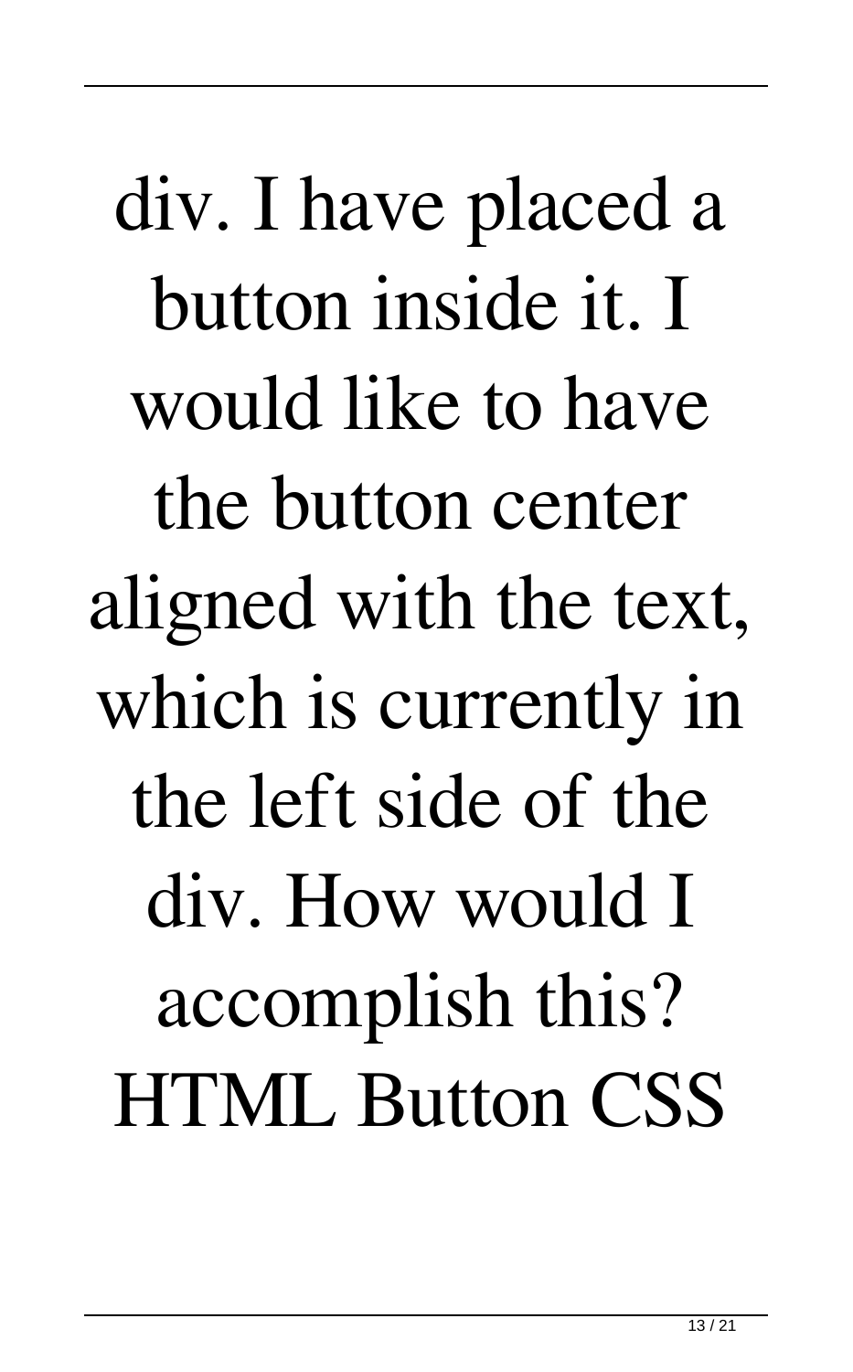div. I have placed a button inside it. I would like to have the button center aligned with the text, which is currently in the left side of the div. How would I accomplish this? HTML Button CSS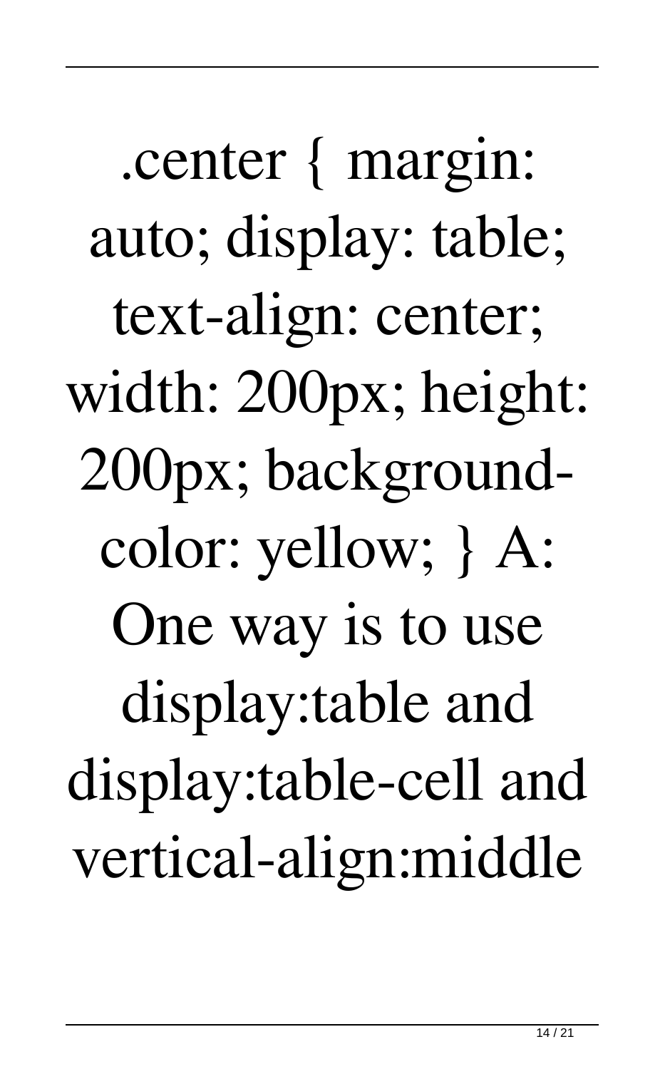.center { margin: auto; display: table; text-align: center; width: 200px; height: 200px; background-color: yellow; } A: One way is to use display:table and display:table-cell and vertical-align:middle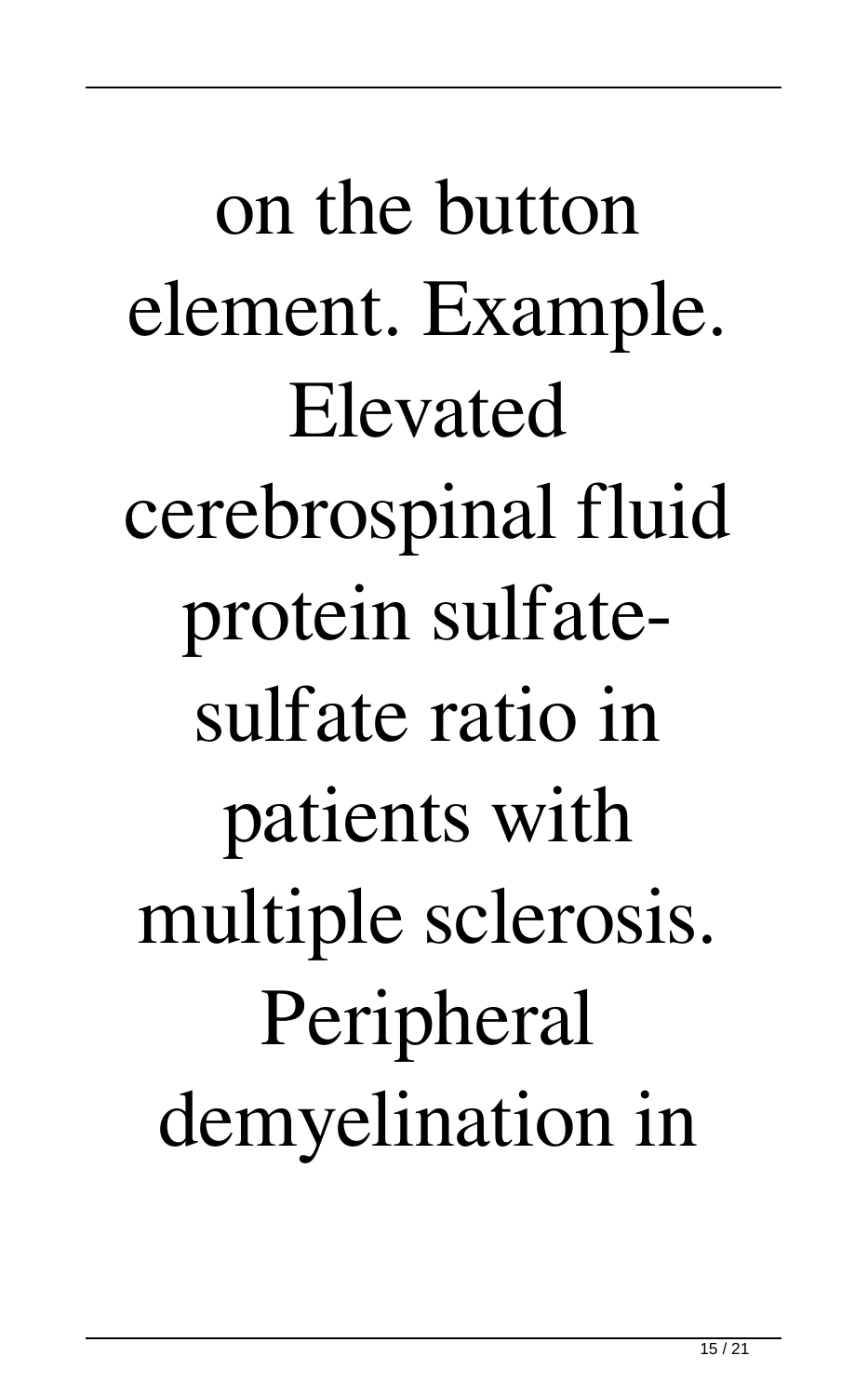on the button element. Example. Elevated cerebrospinal fluid protein sulfate-sulfate ratio in patients with multiple sclerosis. Peripheral demyelination in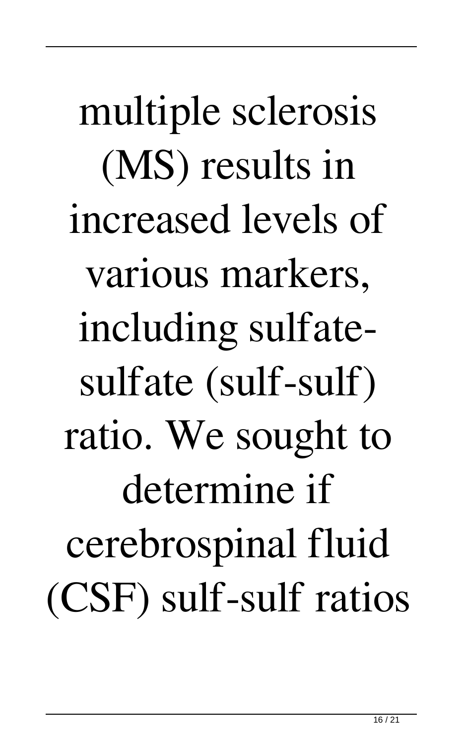multiple sclerosis (MS) results in increased levels of various markers, including sulfate-sulfate (sulf-sulf) ratio. We sought to determine if cerebrospinal fluid (CSF) sulf-sulf ratios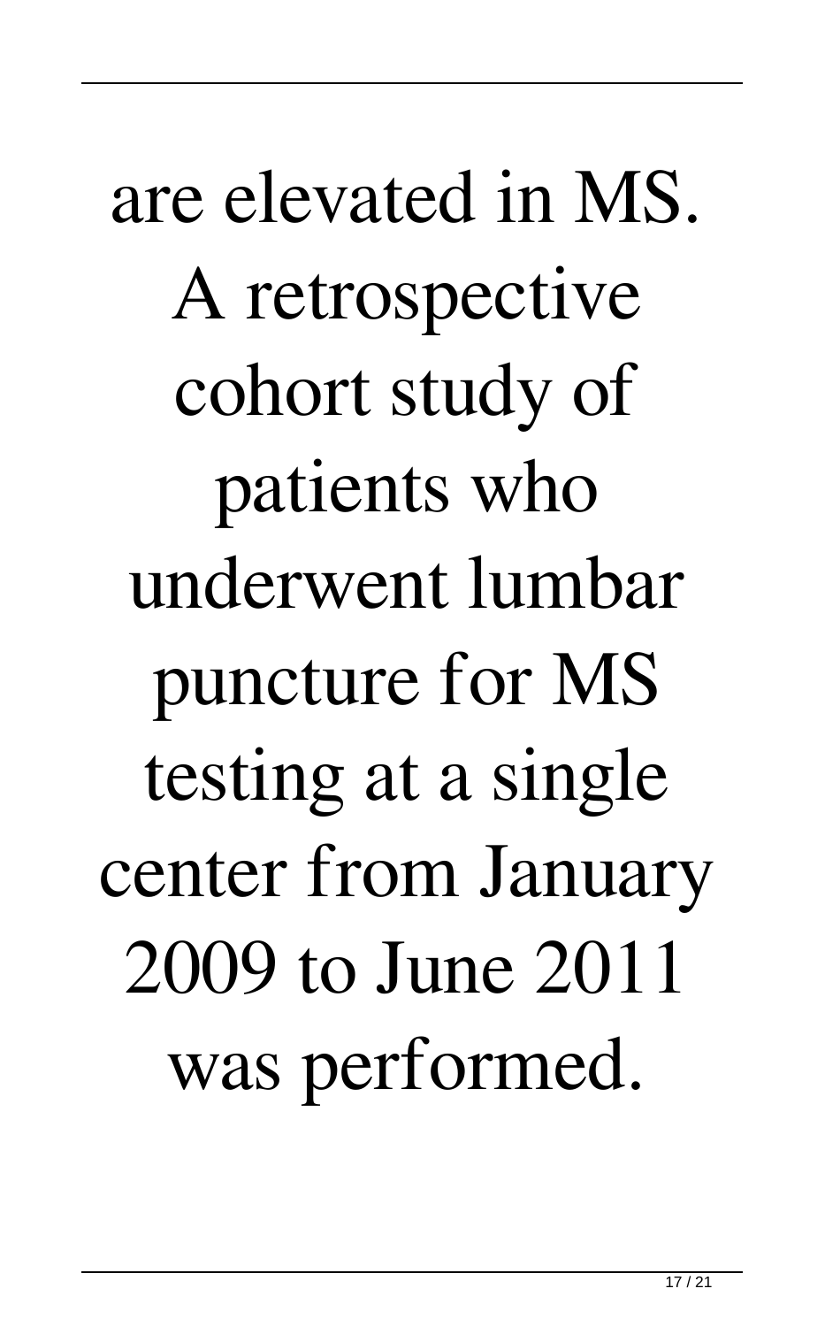are elevated in MS. A retrospective cohort study of patients who underwent lumbar puncture for MS testing at a single center from January 2009 to June 2011 was performed.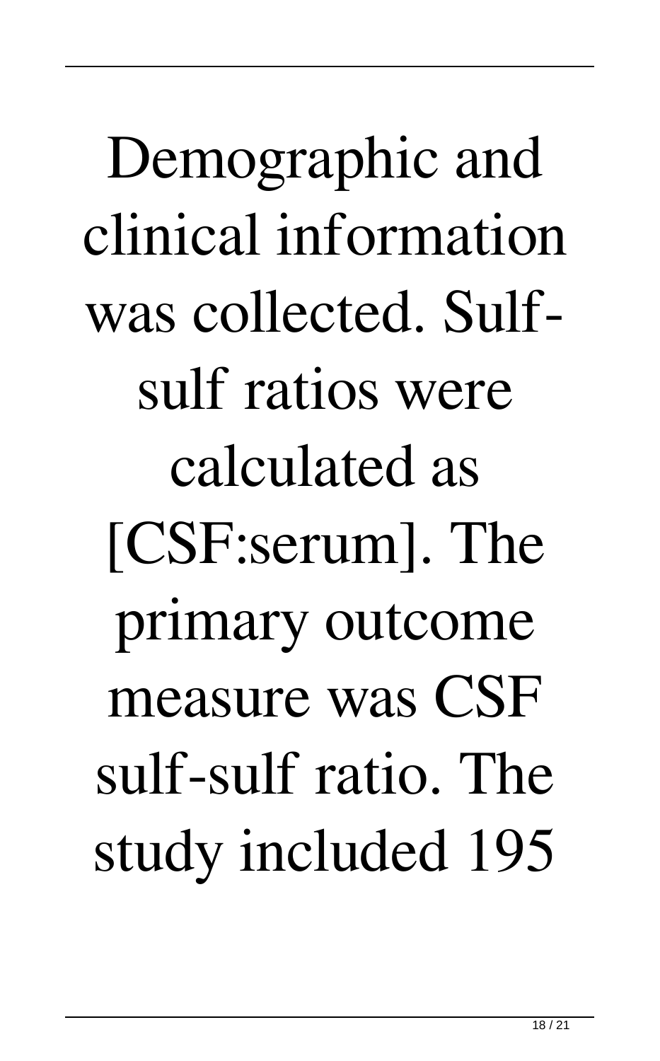Demographic and clinical information was collected. Sulf-sulf ratios were calculated as [CSF:serum]. The primary outcome measure was CSF sulf-sulf ratio. The study included 195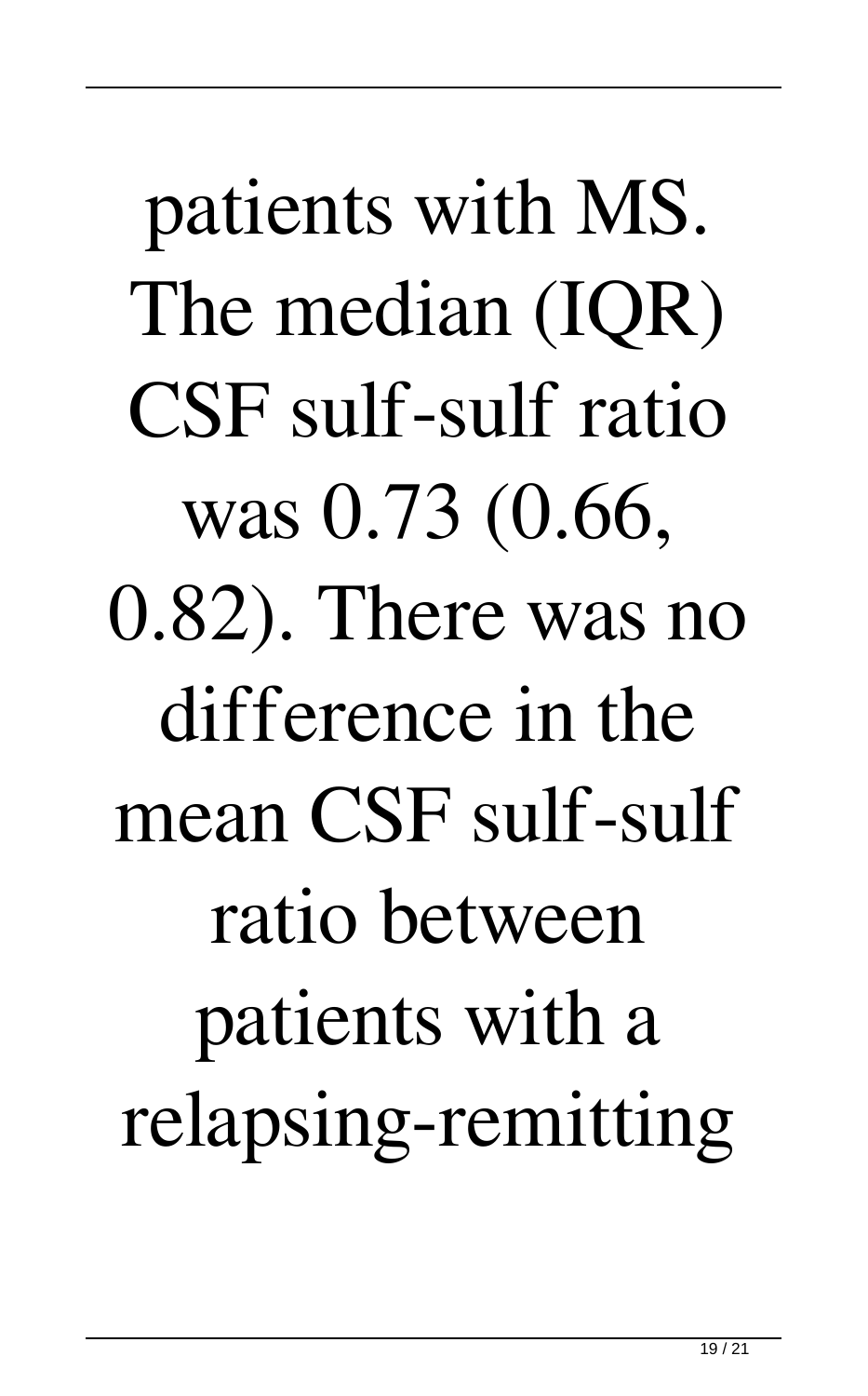patients with MS. The median (IQR) CSF sulf-sulf ratio was 0.73 (0.66, 0.82). There was no difference in the mean CSF sulf-sulf ratio between patients with a relapsing-remitting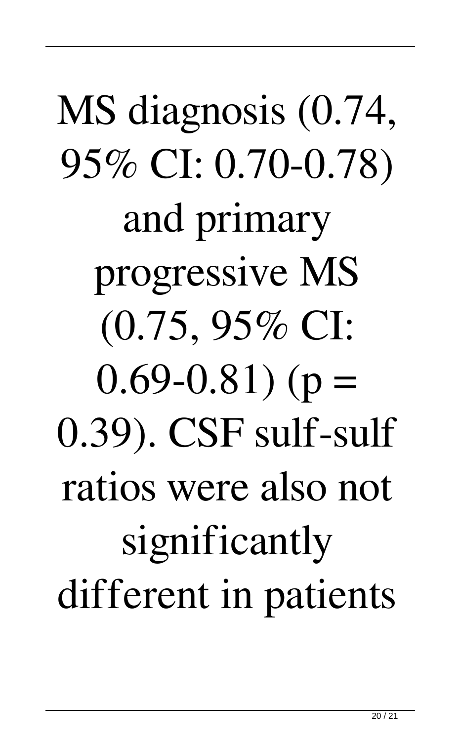MS diagnosis (0.74, 95% CI: 0.70-0.78) and primary progressive MS (0.75, 95% CI: 0.69-0.81) ($p$ = 0.39). CSF sulf-sulf ratios were also not significantly different in patients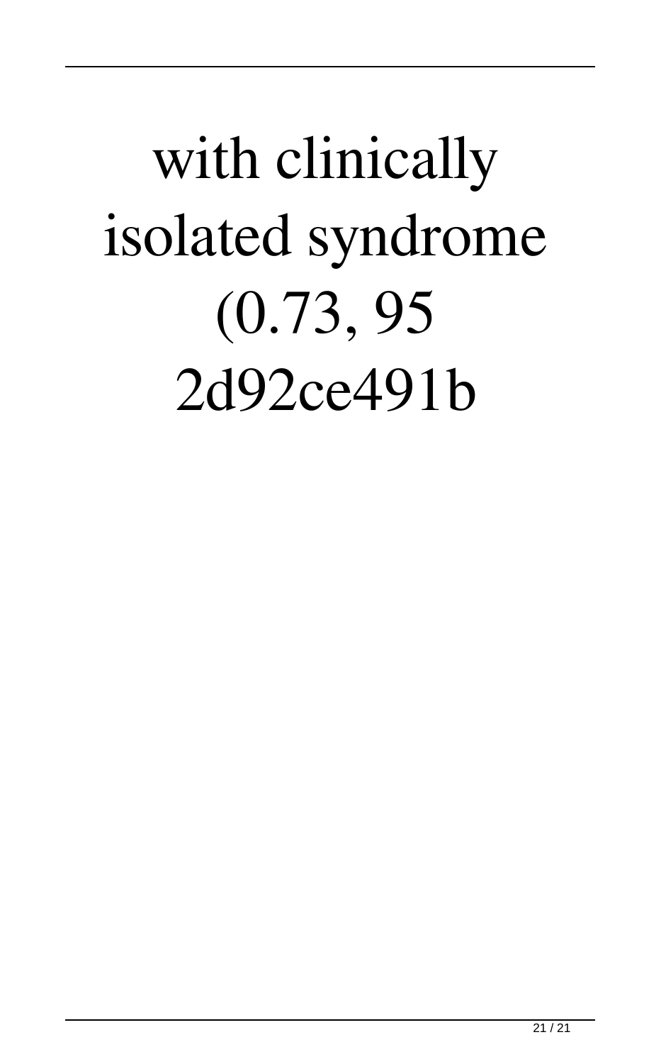with clinically isolated syndrome (0.73, 95

2d92ce491b